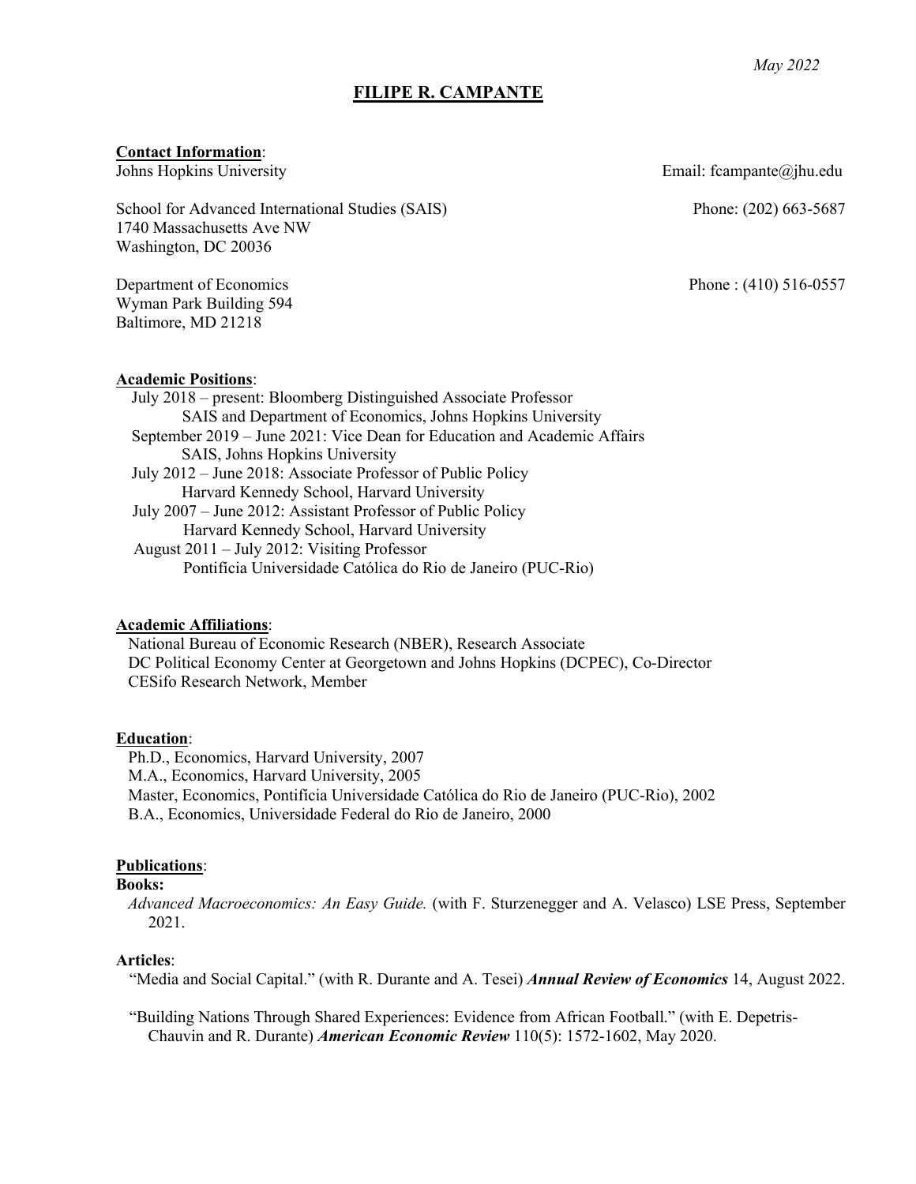*May 2022*

# FILIPE R. CAMPANTE

**Contact Information**:

Johns Hopkins University — Email: fcampante@jhu.edu

School for Advanced International Studies (SAIS) — Phone: (202) 663-5687
1740 Massachusetts Ave NW
Washington, DC 20036

Department of Economics — Phone : (410) 516-0557
Wyman Park Building 594
Baltimore, MD 21218

**Academic Positions**:

July 2018 – present: Bloomberg Distinguished Associate Professor
SAIS and Department of Economics, Johns Hopkins University

September 2019 – June 2021: Vice Dean for Education and Academic Affairs
SAIS, Johns Hopkins University

July 2012 – June 2018: Associate Professor of Public Policy
Harvard Kennedy School, Harvard University

July 2007 – June 2012: Assistant Professor of Public Policy
Harvard Kennedy School, Harvard University

August 2011 – July 2012: Visiting Professor
Pontifícia Universidade Católica do Rio de Janeiro (PUC-Rio)

**Academic Affiliations**:

National Bureau of Economic Research (NBER), Research Associate
DC Political Economy Center at Georgetown and Johns Hopkins (DCPEC), Co-Director
CESifo Research Network, Member

**Education**:

Ph.D., Economics, Harvard University, 2007
M.A., Economics, Harvard University, 2005
Master, Economics, Pontifícia Universidade Católica do Rio de Janeiro (PUC-Rio), 2002
B.A., Economics, Universidade Federal do Rio de Janeiro, 2000

**Publications**:

**Books:**

*Advanced Macroeconomics: An Easy Guide.* (with F. Sturzenegger and A. Velasco) LSE Press, September 2021.

**Articles**:

"Media and Social Capital." (with R. Durante and A. Tesei) ***Annual Review of Economics*** 14, August 2022.

"Building Nations Through Shared Experiences: Evidence from African Football." (with E. Depetris-Chauvin and R. Durante) ***American Economic Review*** 110(5): 1572-1602, May 2020.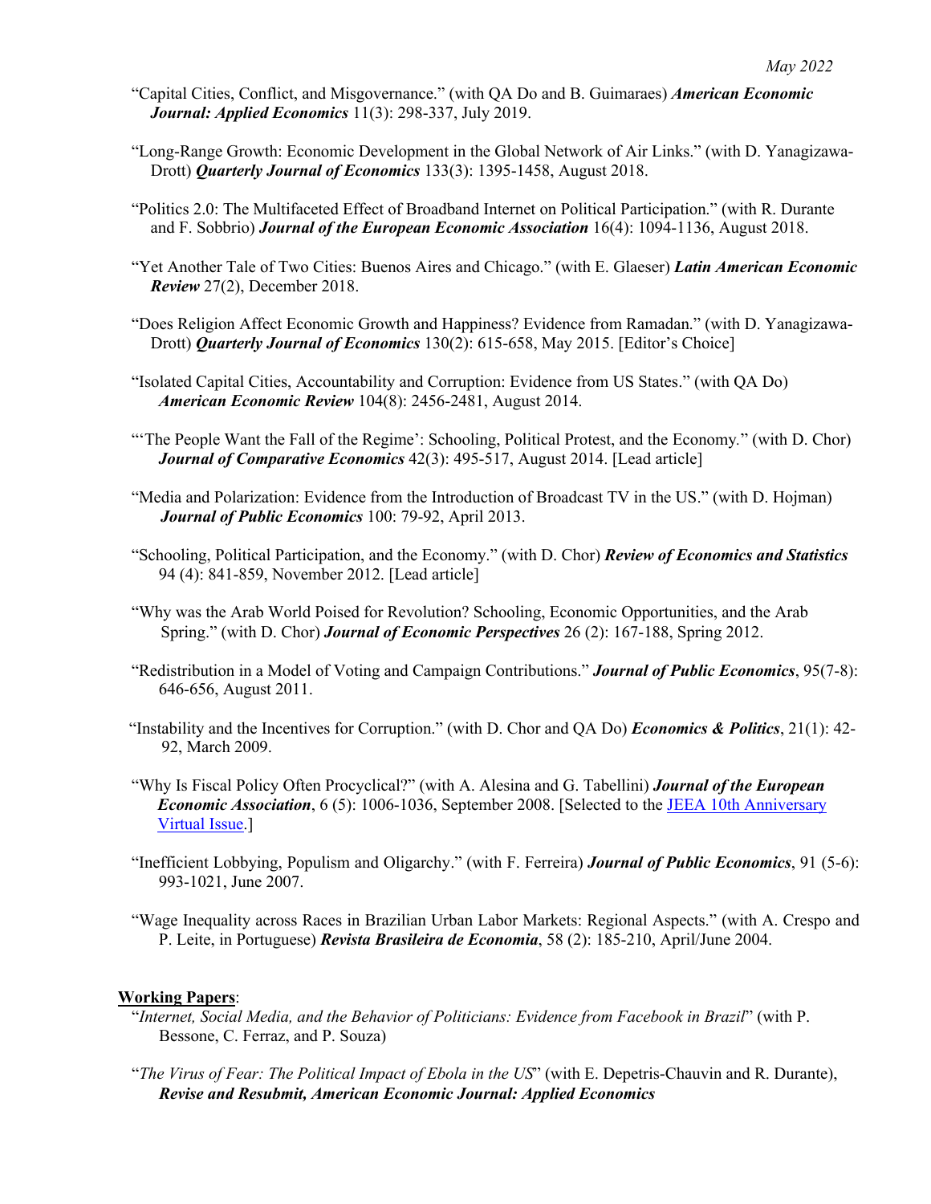"Capital Cities, Conflict, and Misgovernance." (with QA Do and B. Guimaraes) ***American Economic Journal: Applied Economics*** 11(3): 298-337, July 2019.

"Long-Range Growth: Economic Development in the Global Network of Air Links." (with D. Yanagizawa-Drott) ***Quarterly Journal of Economics*** 133(3): 1395-1458, August 2018.

"Politics 2.0: The Multifaceted Effect of Broadband Internet on Political Participation." (with R. Durante and F. Sobbrio) ***Journal of the European Economic Association*** 16(4): 1094-1136, August 2018.

"Yet Another Tale of Two Cities: Buenos Aires and Chicago." (with E. Glaeser) ***Latin American Economic Review*** 27(2), December 2018.

"Does Religion Affect Economic Growth and Happiness? Evidence from Ramadan." (with D. Yanagizawa-Drott) ***Quarterly Journal of Economics*** 130(2): 615-658, May 2015. [Editor's Choice]

"Isolated Capital Cities, Accountability and Corruption: Evidence from US States." (with QA Do) ***American Economic Review*** 104(8): 2456-2481, August 2014.

"'The People Want the Fall of the Regime': Schooling, Political Protest, and the Economy." (with D. Chor) ***Journal of Comparative Economics*** 42(3): 495-517, August 2014. [Lead article]

"Media and Polarization: Evidence from the Introduction of Broadcast TV in the US." (with D. Hojman) ***Journal of Public Economics*** 100: 79-92, April 2013.

"Schooling, Political Participation, and the Economy." (with D. Chor) ***Review of Economics and Statistics*** 94 (4): 841-859, November 2012. [Lead article]

"Why was the Arab World Poised for Revolution? Schooling, Economic Opportunities, and the Arab Spring." (with D. Chor) ***Journal of Economic Perspectives*** 26 (2): 167-188, Spring 2012.

"Redistribution in a Model of Voting and Campaign Contributions." ***Journal of Public Economics***, 95(7-8): 646-656, August 2011.

"Instability and the Incentives for Corruption." (with D. Chor and QA Do) ***Economics & Politics***, 21(1): 42-92, March 2009.

"Why Is Fiscal Policy Often Procyclical?" (with A. Alesina and G. Tabellini) ***Journal of the European Economic Association***, 6 (5): 1006-1036, September 2008. [Selected to the JEEA 10th Anniversary Virtual Issue.]

"Inefficient Lobbying, Populism and Oligarchy." (with F. Ferreira) ***Journal of Public Economics***, 91 (5-6): 993-1021, June 2007.

"Wage Inequality across Races in Brazilian Urban Labor Markets: Regional Aspects." (with A. Crespo and P. Leite, in Portuguese) ***Revista Brasileira de Economia***, 58 (2): 185-210, April/June 2004.

**Working Papers**:

"*Internet, Social Media, and the Behavior of Politicians: Evidence from Facebook in Brazil*" (with P. Bessone, C. Ferraz, and P. Souza)

"*The Virus of Fear: The Political Impact of Ebola in the US*" (with E. Depetris-Chauvin and R. Durante), ***Revise and Resubmit, American Economic Journal: Applied Economics***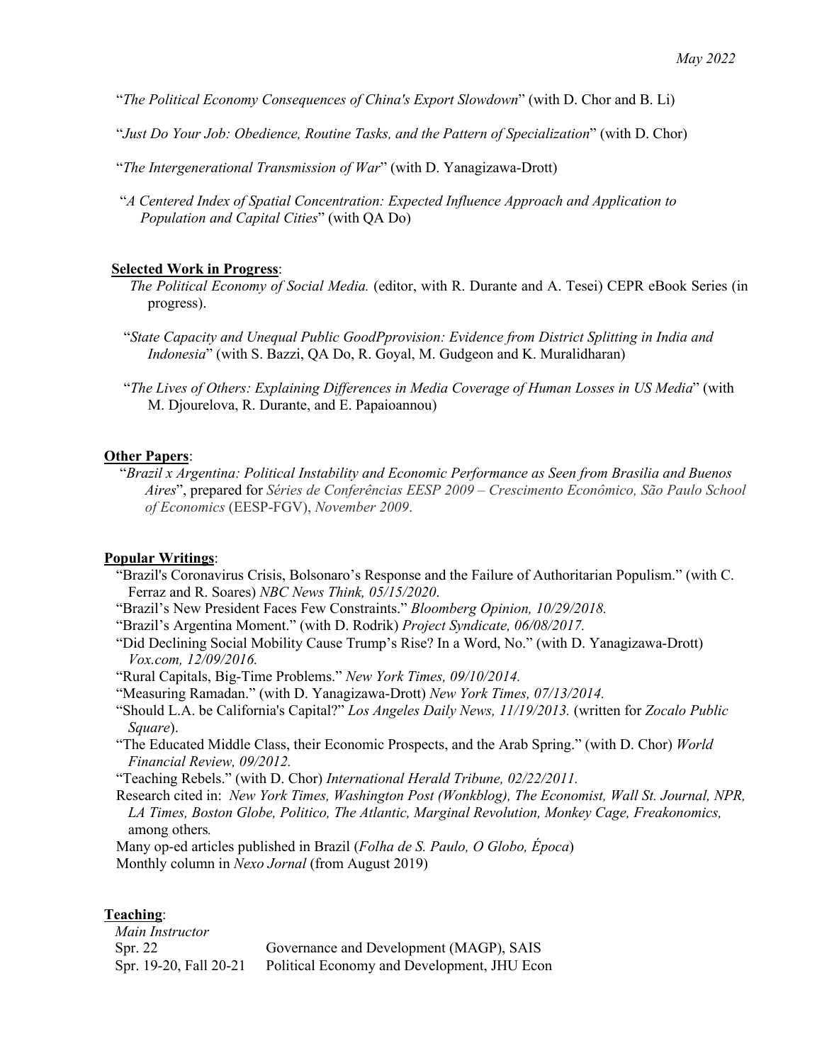"*The Political Economy Consequences of China's Export Slowdown*" (with D. Chor and B. Li)

"*Just Do Your Job: Obedience, Routine Tasks, and the Pattern of Specialization*" (with D. Chor)

"*The Intergenerational Transmission of War*" (with D. Yanagizawa-Drott)

"*A Centered Index of Spatial Concentration: Expected Influence Approach and Application to Population and Capital Cities*" (with QA Do)

**Selected Work in Progress**:

*The Political Economy of Social Media.* (editor, with R. Durante and A. Tesei) CEPR eBook Series (in progress).

"*State Capacity and Unequal Public GoodPprovision: Evidence from District Splitting in India and Indonesia*" (with S. Bazzi, QA Do, R. Goyal, M. Gudgeon and K. Muralidharan)

"*The Lives of Others: Explaining Differences in Media Coverage of Human Losses in US Media*" (with M. Djourelova, R. Durante, and E. Papaioannou)

**Other Papers**:

"*Brazil x Argentina: Political Instability and Economic Performance as Seen from Brasilia and Buenos Aires*", prepared for *Séries de Conferências EESP 2009 – Crescimento Econômico, São Paulo School of Economics* (EESP-FGV), *November 2009*.

**Popular Writings**:

"Brazil's Coronavirus Crisis, Bolsonaro's Response and the Failure of Authoritarian Populism." (with C. Ferraz and R. Soares) *NBC News Think, 05/15/2020*.
"Brazil's New President Faces Few Constraints." *Bloomberg Opinion, 10/29/2018.*
"Brazil's Argentina Moment." (with D. Rodrik) *Project Syndicate, 06/08/2017.*
"Did Declining Social Mobility Cause Trump's Rise? In a Word, No." (with D. Yanagizawa-Drott) *Vox.com, 12/09/2016.*
"Rural Capitals, Big-Time Problems." *New York Times, 09/10/2014.*
"Measuring Ramadan." (with D. Yanagizawa-Drott) *New York Times, 07/13/2014.*
"Should L.A. be California's Capital?" *Los Angeles Daily News, 11/19/2013.* (written for *Zocalo Public Square*).
"The Educated Middle Class, their Economic Prospects, and the Arab Spring." (with D. Chor) *World Financial Review, 09/2012.*
"Teaching Rebels." (with D. Chor) *International Herald Tribune, 02/22/2011.*
Research cited in: *New York Times, Washington Post (Wonkblog), The Economist, Wall St. Journal, NPR, LA Times, Boston Globe, Politico, The Atlantic, Marginal Revolution, Monkey Cage, Freakonomics,* among others*.*
Many op-ed articles published in Brazil (*Folha de S. Paulo, O Globo, Época*)
Monthly column in *Nexo Jornal* (from August 2019)

**Teaching**:

*Main Instructor*

| | |
|---|---|
| Spr. 22 | Governance and Development (MAGP), SAIS |
| Spr. 19-20, Fall 20-21 | Political Economy and Development, JHU Econ |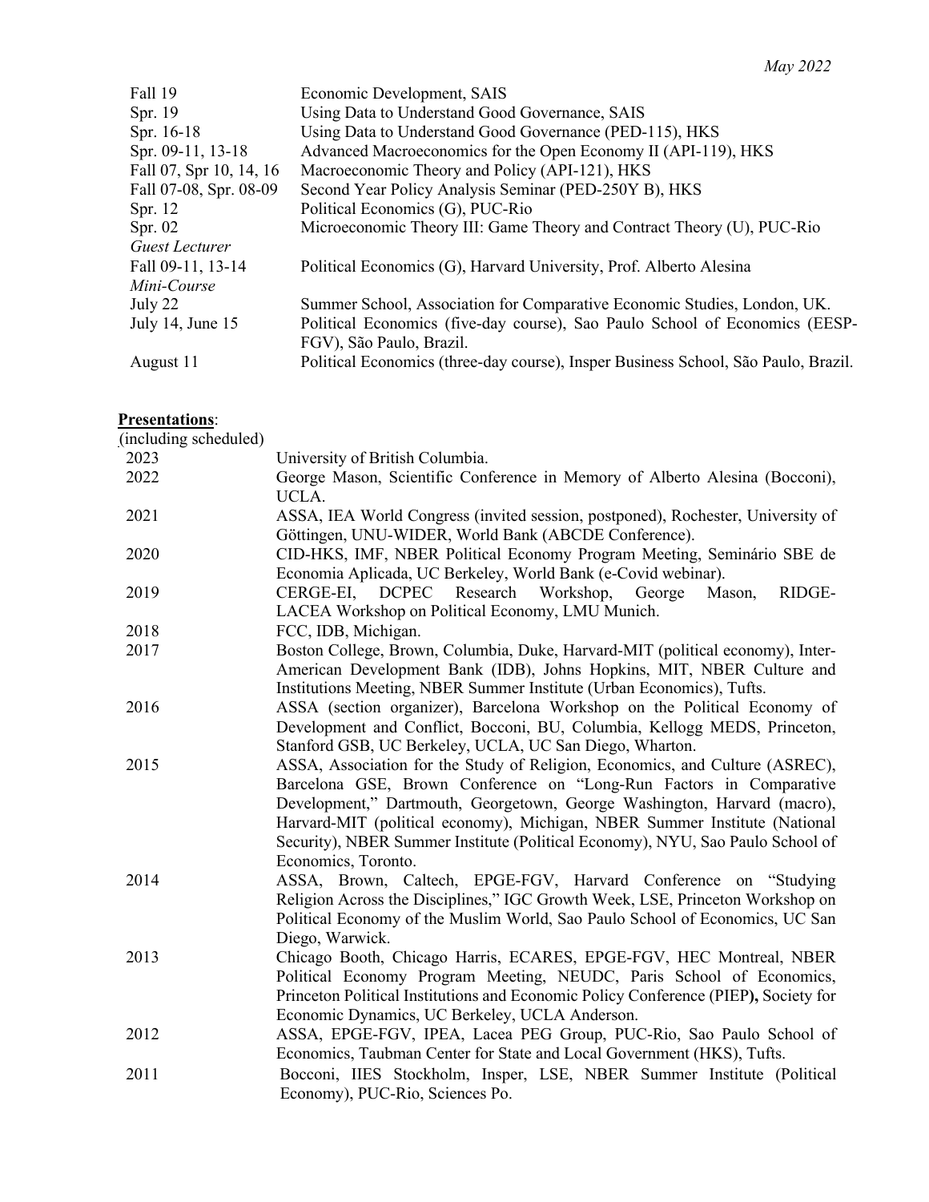| | |
|---|---|
| Fall 19 | Economic Development, SAIS |
| Spr. 19 | Using Data to Understand Good Governance, SAIS |
| Spr. 16-18 | Using Data to Understand Good Governance (PED-115), HKS |
| Spr. 09-11, 13-18 | Advanced Macroeconomics for the Open Economy II (API-119), HKS |
| Fall 07, Spr 10, 14, 16 | Macroeconomic Theory and Policy (API-121), HKS |
| Fall 07-08, Spr. 08-09 | Second Year Policy Analysis Seminar (PED-250Y B), HKS |
| Spr. 12 | Political Economics (G), PUC-Rio |
| Spr. 02 | Microeconomic Theory III: Game Theory and Contract Theory (U), PUC-Rio |
| *Guest Lecturer* | |
| Fall 09-11, 13-14 | Political Economics (G), Harvard University, Prof. Alberto Alesina |
| *Mini-Course* | |
| July 22 | Summer School, Association for Comparative Economic Studies, London, UK. |
| July 14, June 15 | Political Economics (five-day course), Sao Paulo School of Economics (EESP-FGV), São Paulo, Brazil. |
| August 11 | Political Economics (three-day course), Insper Business School, São Paulo, Brazil. |

**Presentations**:
(including scheduled)

| | |
|---|---|
| 2023 | University of British Columbia. |
| 2022 | George Mason, Scientific Conference in Memory of Alberto Alesina (Bocconi), UCLA. |
| 2021 | ASSA, IEA World Congress (invited session, postponed), Rochester, University of Göttingen, UNU-WIDER, World Bank (ABCDE Conference). |
| 2020 | CID-HKS, IMF, NBER Political Economy Program Meeting, Seminário SBE de Economia Aplicada, UC Berkeley, World Bank (e-Covid webinar). |
| 2019 | CERGE-EI, DCPEC Research Workshop, George Mason, RIDGE-LACEA Workshop on Political Economy, LMU Munich. |
| 2018 | FCC, IDB, Michigan. |
| 2017 | Boston College, Brown, Columbia, Duke, Harvard-MIT (political economy), Inter-American Development Bank (IDB), Johns Hopkins, MIT, NBER Culture and Institutions Meeting, NBER Summer Institute (Urban Economics), Tufts. |
| 2016 | ASSA (section organizer), Barcelona Workshop on the Political Economy of Development and Conflict, Bocconi, BU, Columbia, Kellogg MEDS, Princeton, Stanford GSB, UC Berkeley, UCLA, UC San Diego, Wharton. |
| 2015 | ASSA, Association for the Study of Religion, Economics, and Culture (ASREC), Barcelona GSE, Brown Conference on "Long-Run Factors in Comparative Development," Dartmouth, Georgetown, George Washington, Harvard (macro), Harvard-MIT (political economy), Michigan, NBER Summer Institute (National Security), NBER Summer Institute (Political Economy), NYU, Sao Paulo School of Economics, Toronto. |
| 2014 | ASSA, Brown, Caltech, EPGE-FGV, Harvard Conference on "Studying Religion Across the Disciplines," IGC Growth Week, LSE, Princeton Workshop on Political Economy of the Muslim World, Sao Paulo School of Economics, UC San Diego, Warwick. |
| 2013 | Chicago Booth, Chicago Harris, ECARES, EPGE-FGV, HEC Montreal, NBER Political Economy Program Meeting, NEUDC, Paris School of Economics, Princeton Political Institutions and Economic Policy Conference (PIEP**),** Society for Economic Dynamics, UC Berkeley, UCLA Anderson. |
| 2012 | ASSA, EPGE-FGV, IPEA, Lacea PEG Group, PUC-Rio, Sao Paulo School of Economics, Taubman Center for State and Local Government (HKS), Tufts. |
| 2011 | Bocconi, IIES Stockholm, Insper, LSE, NBER Summer Institute (Political Economy), PUC-Rio, Sciences Po. |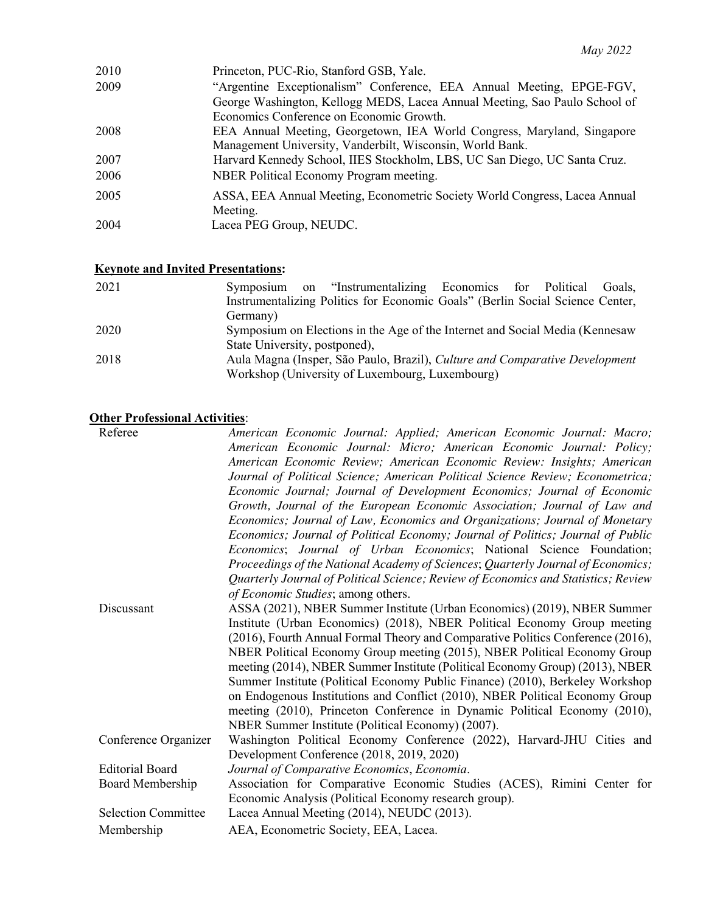| | |
|---|---|
| 2010 | Princeton, PUC-Rio, Stanford GSB, Yale. |
| 2009 | "Argentine Exceptionalism" Conference, EEA Annual Meeting, EPGE-FGV, George Washington, Kellogg MEDS, Lacea Annual Meeting, Sao Paulo School of Economics Conference on Economic Growth. |
| 2008 | EEA Annual Meeting, Georgetown, IEA World Congress, Maryland, Singapore Management University, Vanderbilt, Wisconsin, World Bank. |
| 2007 | Harvard Kennedy School, IIES Stockholm, LBS, UC San Diego, UC Santa Cruz. |
| 2006 | NBER Political Economy Program meeting. |
| 2005 | ASSA, EEA Annual Meeting, Econometric Society World Congress, Lacea Annual Meeting. |
| 2004 | Lacea PEG Group, NEUDC. |

**Keynote and Invited Presentations:**

| | |
|---|---|
| 2021 | Symposium on "Instrumentalizing Economics for Political Goals, Instrumentalizing Politics for Economic Goals" (Berlin Social Science Center, Germany) |
| 2020 | Symposium on Elections in the Age of the Internet and Social Media (Kennesaw State University, postponed), |
| 2018 | Aula Magna (Insper, São Paulo, Brazil), *Culture and Comparative Development* Workshop (University of Luxembourg, Luxembourg) |

**Other Professional Activities**:

| | |
|---|---|
| Referee | *American Economic Journal: Applied; American Economic Journal: Macro; American Economic Journal: Micro; American Economic Journal: Policy; American Economic Review; American Economic Review: Insights; American Journal of Political Science; American Political Science Review; Econometrica; Economic Journal; Journal of Development Economics; Journal of Economic Growth, Journal of the European Economic Association; Journal of Law and Economics; Journal of Law, Economics and Organizations; Journal of Monetary Economics; Journal of Political Economy; Journal of Politics; Journal of Public Economics*; *Journal of Urban Economics*; National Science Foundation; *Proceedings of the National Academy of Sciences*; *Quarterly Journal of Economics; Quarterly Journal of Political Science; Review of Economics and Statistics; Review of Economic Studies*; among others. |
| Discussant | ASSA (2021), NBER Summer Institute (Urban Economics) (2019), NBER Summer Institute (Urban Economics) (2018), NBER Political Economy Group meeting (2016), Fourth Annual Formal Theory and Comparative Politics Conference (2016), NBER Political Economy Group meeting (2015), NBER Political Economy Group meeting (2014), NBER Summer Institute (Political Economy Group) (2013), NBER Summer Institute (Political Economy Public Finance) (2010), Berkeley Workshop on Endogenous Institutions and Conflict (2010), NBER Political Economy Group meeting (2010), Princeton Conference in Dynamic Political Economy (2010), NBER Summer Institute (Political Economy) (2007). |
| Conference Organizer | Washington Political Economy Conference (2022), Harvard-JHU Cities and Development Conference (2018, 2019, 2020) |
| Editorial Board | *Journal of Comparative Economics*, *Economia*. |
| Board Membership | Association for Comparative Economic Studies (ACES), Rimini Center for Economic Analysis (Political Economy research group). |
| Selection Committee | Lacea Annual Meeting (2014), NEUDC (2013). |
| Membership | AEA, Econometric Society, EEA, Lacea. |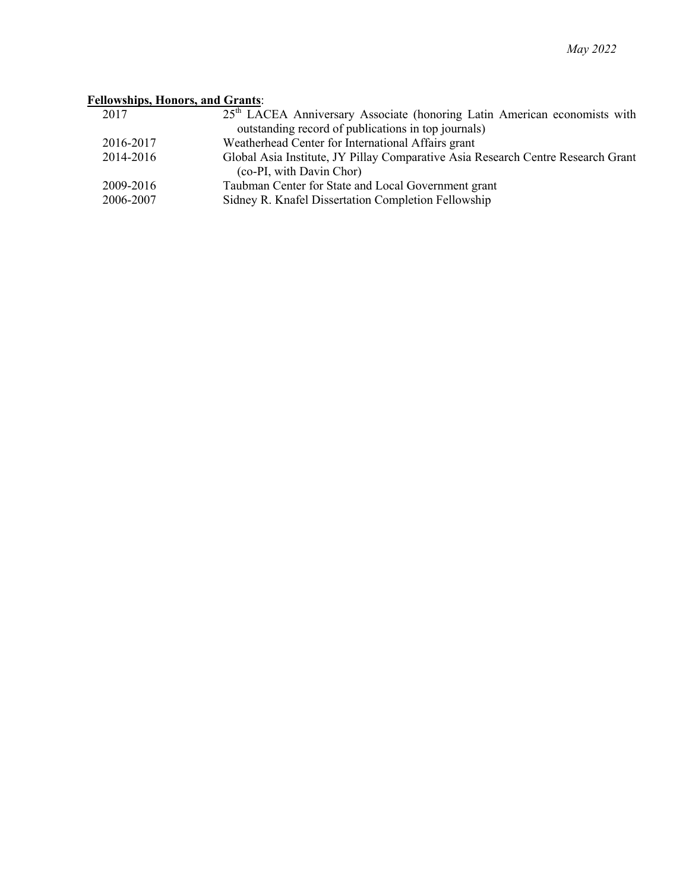**Fellowships, Honors, and Grants**:

| | |
|---|---|
| 2017 | 25th LACEA Anniversary Associate (honoring Latin American economists with outstanding record of publications in top journals) |
| 2016-2017 | Weatherhead Center for International Affairs grant |
| 2014-2016 | Global Asia Institute, JY Pillay Comparative Asia Research Centre Research Grant (co-PI, with Davin Chor) |
| 2009-2016 | Taubman Center for State and Local Government grant |
| 2006-2007 | Sidney R. Knafel Dissertation Completion Fellowship |